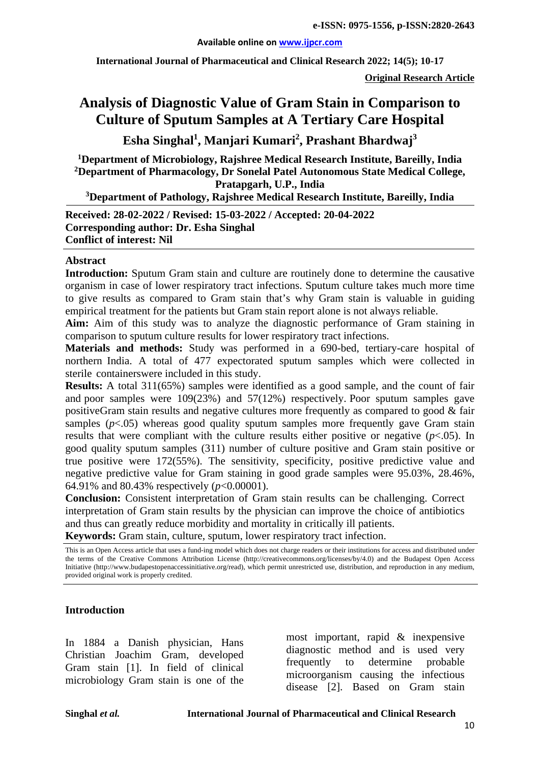**Original Research Article**

# Analysis of Diagnostic Value of Gram Stain in Comparison to Culture of Sputum Samples at A Tertiary Care Hospital

**Esha Singhal[1], Manjari Kumari[2], Prashant Bhardwaj[3]**

[1]Department of Microbiology, Rajshree Medical Research Institute, Bareilly, India
[2]Department of Pharmacology, Dr Sonelal Patel Autonomous State Medical College, Pratapgarh, U.P., India
[3]Department of Pathology, Rajshree Medical Research Institute, Bareilly, India

**Received: 28-02-2022 / Revised: 15-03-2022 / Accepted: 20-04-2022**
**Corresponding author: Dr. Esha Singhal**
**Conflict of interest: Nil**

## Abstract

**Introduction:** Sputum Gram stain and culture are routinely done to determine the causative organism in case of lower respiratory tract infections. Sputum culture takes much more time to give results as compared to Gram stain that's why Gram stain is valuable in guiding empirical treatment for the patients but Gram stain report alone is not always reliable.

**Aim:** Aim of this study was to analyze the diagnostic performance of Gram staining in comparison to sputum culture results for lower respiratory tract infections.

**Materials and methods:** Study was performed in a 690-bed, tertiary-care hospital of northern India. A total of 477 expectorated sputum samples which were collected in sterile containerswere included in this study.

**Results:** A total 311(65%) samples were identified as a good sample, and the count of fair and poor samples were 109(23%) and 57(12%) respectively. Poor sputum samples gave positiveGram stain results and negative cultures more frequently as compared to good & fair samples ($p<.05$) whereas good quality sputum samples more frequently gave Gram stain results that were compliant with the culture results either positive or negative ($p<.05$). In good quality sputum samples (311) number of culture positive and Gram stain positive or true positive were 172(55%). The sensitivity, specificity, positive predictive value and negative predictive value for Gram staining in good grade samples were 95.03%, 28.46%, 64.91% and 80.43% respectively ($p<0.00001$).

**Conclusion:** Consistent interpretation of Gram stain results can be challenging. Correct interpretation of Gram stain results by the physician can improve the choice of antibiotics and thus can greatly reduce morbidity and mortality in critically ill patients.

**Keywords:** Gram stain, culture, sputum, lower respiratory tract infection.

This is an Open Access article that uses a fund-ing model which does not charge readers or their institutions for access and distributed under the terms of the Creative Commons Attribution License (http://creativecommons.org/licenses/by/4.0) and the Budapest Open Access Initiative (http://www.budapestopenaccessinitiative.org/read), which permit unrestricted use, distribution, and reproduction in any medium, provided original work is properly credited.

## Introduction

In 1884 a Danish physician, Hans Christian Joachim Gram, developed Gram stain [1]. In field of clinical microbiology Gram stain is one of the most important, rapid & inexpensive diagnostic method and is used very frequently to determine probable microorganism causing the infectious disease [2]. Based on Gram stain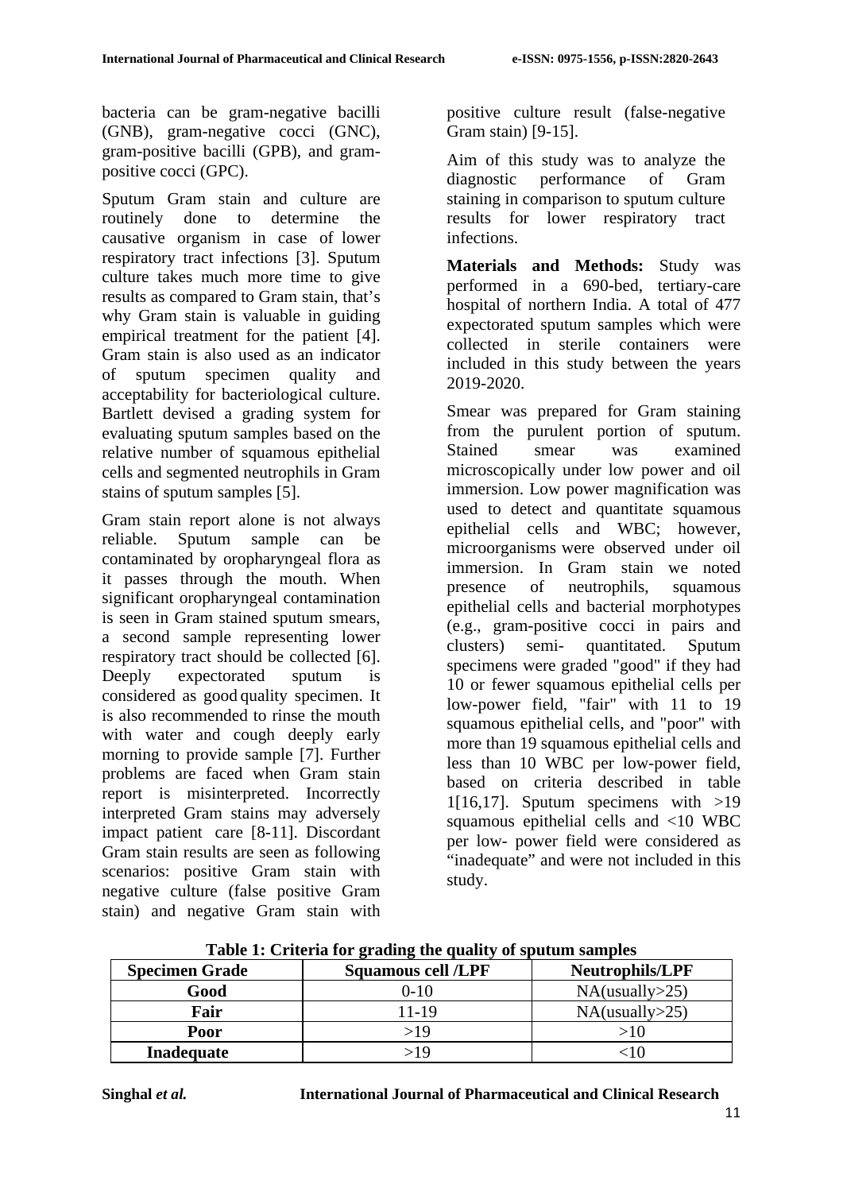bacteria can be gram-negative bacilli (GNB), gram-negative cocci (GNC), gram-positive bacilli (GPB), and gram-positive cocci (GPC).

Sputum Gram stain and culture are routinely done to determine the causative organism in case of lower respiratory tract infections [3]. Sputum culture takes much more time to give results as compared to Gram stain, that's why Gram stain is valuable in guiding empirical treatment for the patient [4]. Gram stain is also used as an indicator of sputum specimen quality and acceptability for bacteriological culture. Bartlett devised a grading system for evaluating sputum samples based on the relative number of squamous epithelial cells and segmented neutrophils in Gram stains of sputum samples [5].

Gram stain report alone is not always reliable. Sputum sample can be contaminated by oropharyngeal flora as it passes through the mouth. When significant oropharyngeal contamination is seen in Gram stained sputum smears, a second sample representing lower respiratory tract should be collected [6]. Deeply expectorated sputum is considered as good quality specimen. It is also recommended to rinse the mouth with water and cough deeply early morning to provide sample [7]. Further problems are faced when Gram stain report is misinterpreted. Incorrectly interpreted Gram stains may adversely impact patient care [8-11]. Discordant Gram stain results are seen as following scenarios: positive Gram stain with negative culture (false positive Gram stain) and negative Gram stain with positive culture result (false-negative Gram stain) [9-15].

Aim of this study was to analyze the diagnostic performance of Gram staining in comparison to sputum culture results for lower respiratory tract infections.

**Materials and Methods:** Study was performed in a 690-bed, tertiary-care hospital of northern India. A total of 477 expectorated sputum samples which were collected in sterile containers were included in this study between the years 2019-2020.

Smear was prepared for Gram staining from the purulent portion of sputum. Stained smear was examined microscopically under low power and oil immersion. Low power magnification was used to detect and quantitate squamous epithelial cells and WBC; however, microorganisms were observed under oil immersion. In Gram stain we noted presence of neutrophils, squamous epithelial cells and bacterial morphotypes (e.g., gram-positive cocci in pairs and clusters) semi- quantitated. Sputum specimens were graded "good" if they had 10 or fewer squamous epithelial cells per low-power field, "fair" with 11 to 19 squamous epithelial cells, and "poor" with more than 19 squamous epithelial cells and less than 10 WBC per low-power field, based on criteria described in table 1[16,17]. Sputum specimens with >19 squamous epithelial cells and <10 WBC per low- power field were considered as "inadequate" and were not included in this study.

**Table 1: Criteria for grading the quality of sputum samples**

| Specimen Grade | Squamous cell /LPF | Neutrophils/LPF |
|---|---|---|
| **Good** | 0-10 | NA(usually>25) |
| **Fair** | 11-19 | NA(usually>25) |
| **Poor** | >19 | >10 |
| **Inadequate** | >19 | <10 |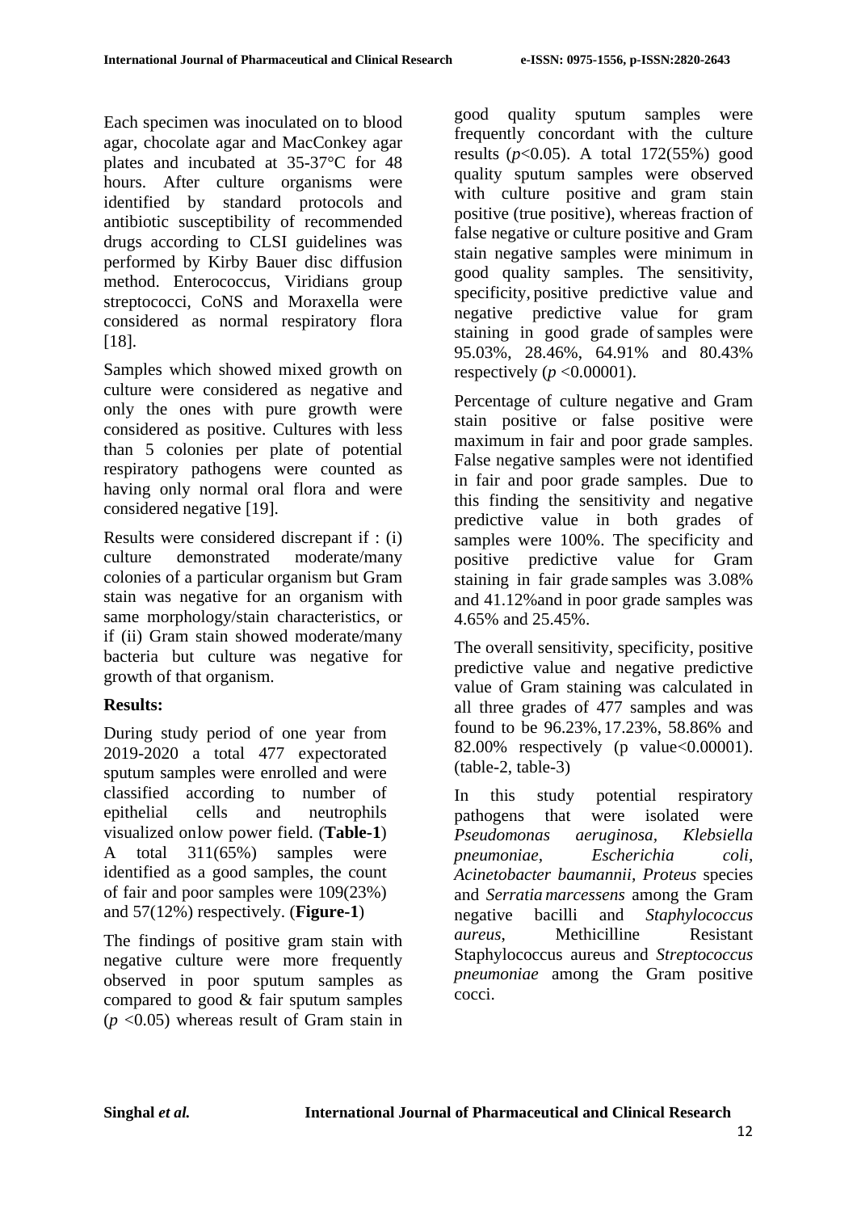Each specimen was inoculated on to blood agar, chocolate agar and MacConkey agar plates and incubated at 35-37°C for 48 hours. After culture organisms were identified by standard protocols and antibiotic susceptibility of recommended drugs according to CLSI guidelines was performed by Kirby Bauer disc diffusion method. Enterococcus, Viridians group streptococci, CoNS and Moraxella were considered as normal respiratory flora [18].

Samples which showed mixed growth on culture were considered as negative and only the ones with pure growth were considered as positive. Cultures with less than 5 colonies per plate of potential respiratory pathogens were counted as having only normal oral flora and were considered negative [19].

Results were considered discrepant if : (i) culture demonstrated moderate/many colonies of a particular organism but Gram stain was negative for an organism with same morphology/stain characteristics, or if (ii) Gram stain showed moderate/many bacteria but culture was negative for growth of that organism.

## Results:

During study period of one year from 2019-2020 a total 477 expectorated sputum samples were enrolled and were classified according to number of epithelial cells and neutrophils visualized onlow power field. (**Table-1**) A total 311(65%) samples were identified as a good samples, the count of fair and poor samples were 109(23%) and 57(12%) respectively. (**Figure-1**)

The findings of positive gram stain with negative culture were more frequently observed in poor sputum samples as compared to good & fair sputum samples ($p < 0.05$) whereas result of Gram stain in good quality sputum samples were frequently concordant with the culture results ($p < 0.05$). A total 172(55%) good quality sputum samples were observed with culture positive and gram stain positive (true positive), whereas fraction of false negative or culture positive and Gram stain negative samples were minimum in good quality samples. The sensitivity, specificity, positive predictive value and negative predictive value for gram staining in good grade of samples were 95.03%, 28.46%, 64.91% and 80.43% respectively ($p < 0.00001$).

Percentage of culture negative and Gram stain positive or false positive were maximum in fair and poor grade samples. False negative samples were not identified in fair and poor grade samples. Due to this finding the sensitivity and negative predictive value in both grades of samples were 100%. The specificity and positive predictive value for Gram staining in fair grade samples was 3.08% and 41.12%and in poor grade samples was 4.65% and 25.45%.

The overall sensitivity, specificity, positive predictive value and negative predictive value of Gram staining was calculated in all three grades of 477 samples and was found to be 96.23%, 17.23%, 58.86% and 82.00% respectively (p value$<0.00001$). (table-2, table-3)

In this study potential respiratory pathogens that were isolated were *Pseudomonas aeruginosa*, *Klebsiella pneumoniae*, *Escherichia coli, Acinetobacter baumannii, Proteus* species and *Serratia marcessens* among the Gram negative bacilli and *Staphylococcus aureus*, Methicilline Resistant Staphylococcus aureus and *Streptococcus pneumoniae* among the Gram positive cocci.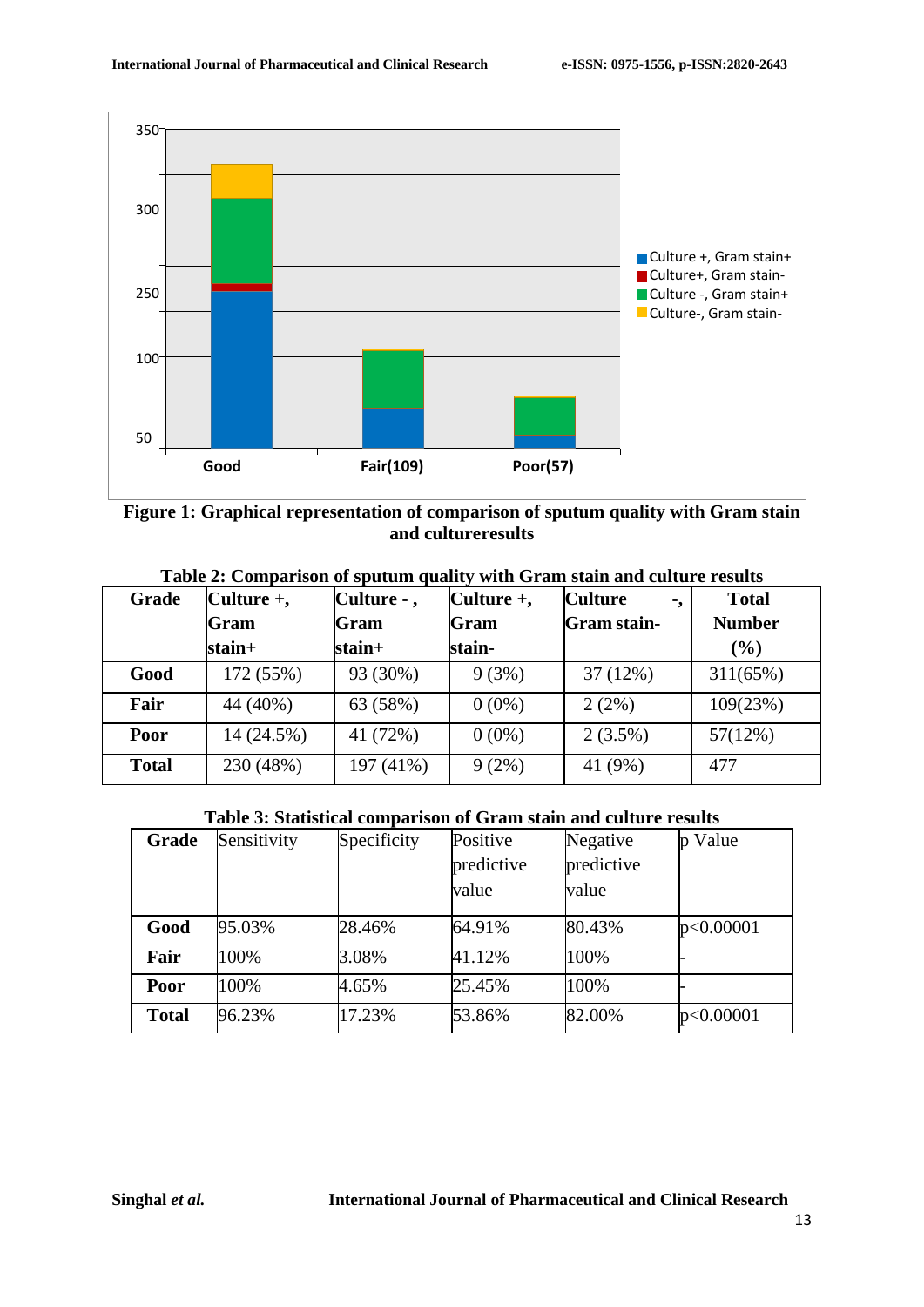**Figure 1: Graphical representation of comparison of sputum quality with Gram stain and cultureresults**

**Table 2: Comparison of sputum quality with Gram stain and culture results**

| Grade | Culture +, Gram stain+ | Culture - , Gram stain+ | Culture +, Gram stain- | Culture -, Gram stain- | Total Number (%) |
|---|---|---|---|---|---|
| **Good** | 172 (55%) | 93 (30%) | 9 (3%) | 37 (12%) | 311(65%) |
| **Fair** | 44 (40%) | 63 (58%) | 0 (0%) | 2 (2%) | 109(23%) |
| **Poor** | 14 (24.5%) | 41 (72%) | 0 (0%) | 2 (3.5%) | 57(12%) |
| **Total** | 230 (48%) | 197 (41%) | 9 (2%) | 41 (9%) | 477 |

**Table 3: Statistical comparison of Gram stain and culture results**

| Grade | Sensitivity | Specificity | Positive predictive value | Negative predictive value | p Value |
|---|---|---|---|---|---|
| **Good** | 95.03% | 28.46% | 64.91% | 80.43% | p<0.00001 |
| **Fair** | 100% | 3.08% | 41.12% | 100% | - |
| **Poor** | 100% | 4.65% | 25.45% | 100% | - |
| **Total** | 96.23% | 17.23% | 53.86% | 82.00% | p<0.00001 |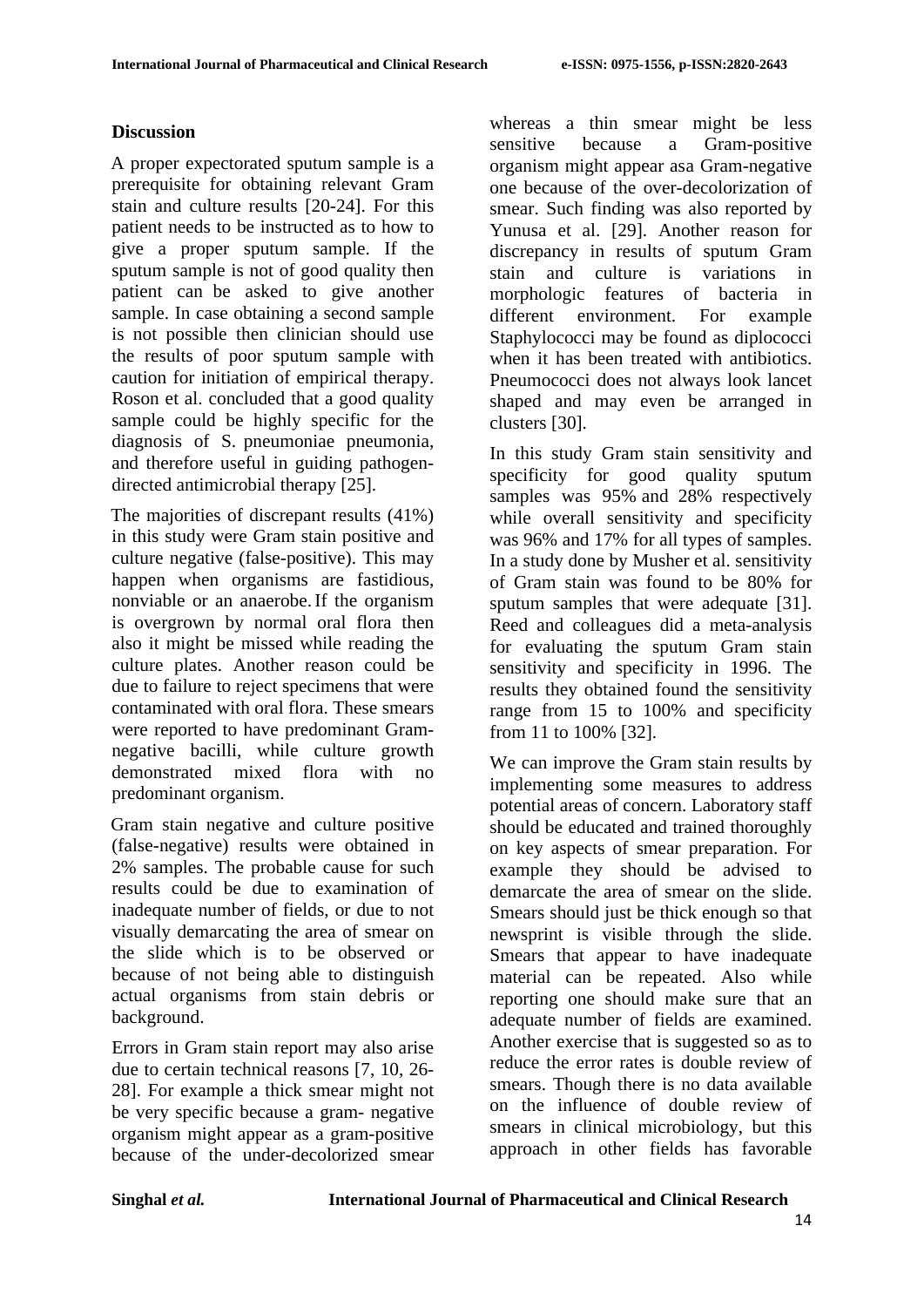## Discussion

A proper expectorated sputum sample is a prerequisite for obtaining relevant Gram stain and culture results [20-24]. For this patient needs to be instructed as to how to give a proper sputum sample. If the sputum sample is not of good quality then patient can be asked to give another sample. In case obtaining a second sample is not possible then clinician should use the results of poor sputum sample with caution for initiation of empirical therapy. Roson et al. concluded that a good quality sample could be highly specific for the diagnosis of S. pneumoniae pneumonia, and therefore useful in guiding pathogen-directed antimicrobial therapy [25].

The majorities of discrepant results (41%) in this study were Gram stain positive and culture negative (false-positive). This may happen when organisms are fastidious, nonviable or an anaerobe. If the organism is overgrown by normal oral flora then also it might be missed while reading the culture plates. Another reason could be due to failure to reject specimens that were contaminated with oral flora. These smears were reported to have predominant Gram-negative bacilli, while culture growth demonstrated mixed flora with no predominant organism.

Gram stain negative and culture positive (false-negative) results were obtained in 2% samples. The probable cause for such results could be due to examination of inadequate number of fields, or due to not visually demarcating the area of smear on the slide which is to be observed or because of not being able to distinguish actual organisms from stain debris or background.

Errors in Gram stain report may also arise due to certain technical reasons [7, 10, 26-28]. For example a thick smear might not be very specific because a gram- negative organism might appear as a gram-positive because of the under-decolorized smear whereas a thin smear might be less sensitive because a Gram-positive organism might appear asa Gram-negative one because of the over-decolorization of smear. Such finding was also reported by Yunusa et al. [29]. Another reason for discrepancy in results of sputum Gram stain and culture is variations in morphologic features of bacteria in different environment. For example Staphylococci may be found as diplococci when it has been treated with antibiotics. Pneumococci does not always look lancet shaped and may even be arranged in clusters [30].

In this study Gram stain sensitivity and specificity for good quality sputum samples was 95% and 28% respectively while overall sensitivity and specificity was 96% and 17% for all types of samples. In a study done by Musher et al. sensitivity of Gram stain was found to be 80% for sputum samples that were adequate [31]. Reed and colleagues did a meta-analysis for evaluating the sputum Gram stain sensitivity and specificity in 1996. The results they obtained found the sensitivity range from 15 to 100% and specificity from 11 to 100% [32].

We can improve the Gram stain results by implementing some measures to address potential areas of concern. Laboratory staff should be educated and trained thoroughly on key aspects of smear preparation. For example they should be advised to demarcate the area of smear on the slide. Smears should just be thick enough so that newsprint is visible through the slide. Smears that appear to have inadequate material can be repeated. Also while reporting one should make sure that an adequate number of fields are examined. Another exercise that is suggested so as to reduce the error rates is double review of smears. Though there is no data available on the influence of double review of smears in clinical microbiology, but this approach in other fields has favorable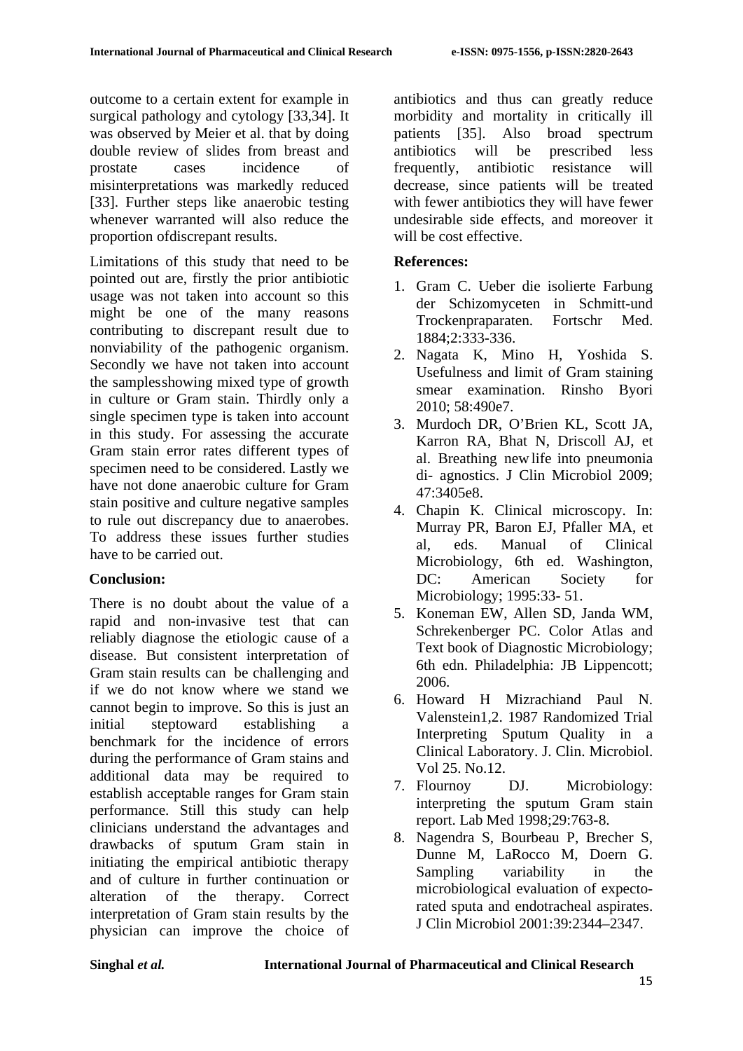outcome to a certain extent for example in surgical pathology and cytology [33,34]. It was observed by Meier et al. that by doing double review of slides from breast and prostate cases incidence of misinterpretations was markedly reduced [33]. Further steps like anaerobic testing whenever warranted will also reduce the proportion ofdiscrepant results.

Limitations of this study that need to be pointed out are, firstly the prior antibiotic usage was not taken into account so this might be one of the many reasons contributing to discrepant result due to nonviability of the pathogenic organism. Secondly we have not taken into account the samplesshowing mixed type of growth in culture or Gram stain. Thirdly only a single specimen type is taken into account in this study. For assessing the accurate Gram stain error rates different types of specimen need to be considered. Lastly we have not done anaerobic culture for Gram stain positive and culture negative samples to rule out discrepancy due to anaerobes. To address these issues further studies have to be carried out.

## Conclusion:

There is no doubt about the value of a rapid and non-invasive test that can reliably diagnose the etiologic cause of a disease. But consistent interpretation of Gram stain results can be challenging and if we do not know where we stand we cannot begin to improve. So this is just an initial steptoward establishing a benchmark for the incidence of errors during the performance of Gram stains and additional data may be required to establish acceptable ranges for Gram stain performance. Still this study can help clinicians understand the advantages and drawbacks of sputum Gram stain in initiating the empirical antibiotic therapy and of culture in further continuation or alteration of the therapy. Correct interpretation of Gram stain results by the physician can improve the choice of antibiotics and thus can greatly reduce morbidity and mortality in critically ill patients [35]. Also broad spectrum antibiotics will be prescribed less frequently, antibiotic resistance will decrease, since patients will be treated with fewer antibiotics they will have fewer undesirable side effects, and moreover it will be cost effective.

## References:

1. Gram C. Ueber die isolierte Farbung der Schizomyceten in Schmitt-und Trockenpraparaten. Fortschr Med. 1884;2:333-336.
2. Nagata K, Mino H, Yoshida S. Usefulness and limit of Gram staining smear examination. Rinsho Byori 2010; 58:490e7.
3. Murdoch DR, O'Brien KL, Scott JA, Karron RA, Bhat N, Driscoll AJ, et al. Breathing new life into pneumonia di- agnostics. J Clin Microbiol 2009; 47:3405e8.
4. Chapin K. Clinical microscopy. In: Murray PR, Baron EJ, Pfaller MA, et al, eds. Manual of Clinical Microbiology, 6th ed. Washington, DC: American Society for Microbiology; 1995:33- 51.
5. Koneman EW, Allen SD, Janda WM, Schrekenberger PC. Color Atlas and Text book of Diagnostic Microbiology; 6th edn. Philadelphia: JB Lippencott; 2006.
6. Howard H Mizrachiand Paul N. Valenstein1,2. 1987 Randomized Trial Interpreting Sputum Quality in a Clinical Laboratory. J. Clin. Microbiol. Vol 25. No.12.
7. Flournoy DJ. Microbiology: interpreting the sputum Gram stain report. Lab Med 1998;29:763-8.
8. Nagendra S, Bourbeau P, Brecher S, Dunne M, LaRocco M, Doern G. Sampling variability in the microbiological evaluation of expecto-rated sputa and endotracheal aspirates. J Clin Microbiol 2001:39:2344–2347.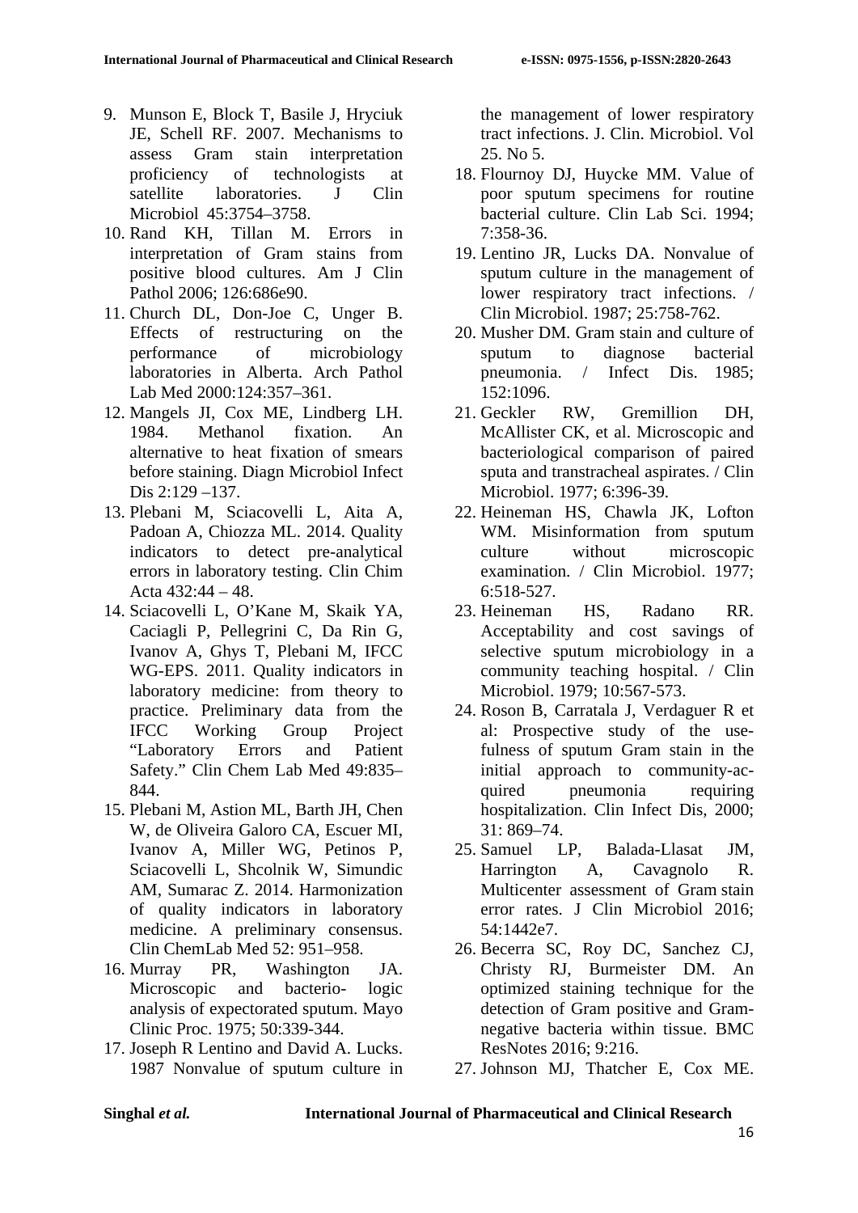9. Munson E, Block T, Basile J, Hryciuk JE, Schell RF. 2007. Mechanisms to assess Gram stain interpretation proficiency of technologists at satellite laboratories. J Clin Microbiol 45:3754–3758.
10. Rand KH, Tillan M. Errors in interpretation of Gram stains from positive blood cultures. Am J Clin Pathol 2006; 126:686e90.
11. Church DL, Don-Joe C, Unger B. Effects of restructuring on the performance of microbiology laboratories in Alberta. Arch Pathol Lab Med 2000:124:357–361.
12. Mangels JI, Cox ME, Lindberg LH. 1984. Methanol fixation. An alternative to heat fixation of smears before staining. Diagn Microbiol Infect Dis 2:129 –137.
13. Plebani M, Sciacovelli L, Aita A, Padoan A, Chiozza ML. 2014. Quality indicators to detect pre-analytical errors in laboratory testing. Clin Chim Acta 432:44 – 48.
14. Sciacovelli L, O'Kane M, Skaik YA, Caciagli P, Pellegrini C, Da Rin G, Ivanov A, Ghys T, Plebani M, IFCC WG-EPS. 2011. Quality indicators in laboratory medicine: from theory to practice. Preliminary data from the IFCC Working Group Project "Laboratory Errors and Patient Safety." Clin Chem Lab Med 49:835–844.
15. Plebani M, Astion ML, Barth JH, Chen W, de Oliveira Galoro CA, Escuer MI, Ivanov A, Miller WG, Petinos P, Sciacovelli L, Shcolnik W, Simundic AM, Sumarac Z. 2014. Harmonization of quality indicators in laboratory medicine. A preliminary consensus. Clin ChemLab Med 52: 951–958.
16. Murray PR, Washington JA. Microscopic and bacterio- logic analysis of expectorated sputum. Mayo Clinic Proc. 1975; 50:339-344.
17. Joseph R Lentino and David A. Lucks. 1987 Nonvalue of sputum culture in the management of lower respiratory tract infections. J. Clin. Microbiol. Vol 25. No 5.
18. Flournoy DJ, Huycke MM. Value of poor sputum specimens for routine bacterial culture. Clin Lab Sci. 1994; 7:358-36.
19. Lentino JR, Lucks DA. Nonvalue of sputum culture in the management of lower respiratory tract infections. / Clin Microbiol. 1987; 25:758-762.
20. Musher DM. Gram stain and culture of sputum to diagnose bacterial pneumonia. / Infect Dis. 1985; 152:1096.
21. Geckler RW, Gremillion DH, McAllister CK, et al. Microscopic and bacteriological comparison of paired sputa and transtracheal aspirates. / Clin Microbiol. 1977; 6:396-39.
22. Heineman HS, Chawla JK, Lofton WM. Misinformation from sputum culture without microscopic examination. / Clin Microbiol. 1977; 6:518-527.
23. Heineman HS, Radano RR. Acceptability and cost savings of selective sputum microbiology in a community teaching hospital. / Clin Microbiol. 1979; 10:567-573.
24. Roson B, Carratala J, Verdaguer R et al: Prospective study of the use-fulness of sputum Gram stain in the initial approach to community-ac-quired pneumonia requiring hospitalization. Clin Infect Dis, 2000; 31: 869–74.
25. Samuel LP, Balada-Llasat JM, Harrington A, Cavagnolo R. Multicenter assessment of Gram stain error rates. J Clin Microbiol 2016; 54:1442e7.
26. Becerra SC, Roy DC, Sanchez CJ, Christy RJ, Burmeister DM. An optimized staining technique for the detection of Gram positive and Gram-negative bacteria within tissue. BMC ResNotes 2016; 9:216.
27. Johnson MJ, Thatcher E, Cox ME.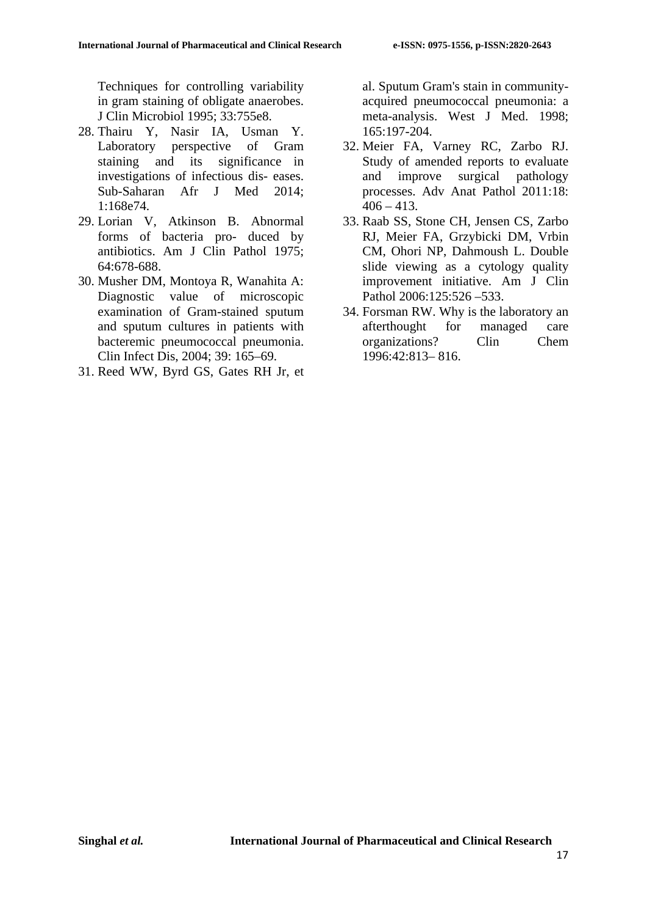Techniques for controlling variability in gram staining of obligate anaerobes. J Clin Microbiol 1995; 33:755e8.

28. Thairu Y, Nasir IA, Usman Y. Laboratory perspective of Gram staining and its significance in investigations of infectious dis- eases. Sub-Saharan Afr J Med 2014; 1:168e74.
29. Lorian V, Atkinson B. Abnormal forms of bacteria pro- duced by antibiotics. Am J Clin Pathol 1975; 64:678-688.
30. Musher DM, Montoya R, Wanahita A: Diagnostic value of microscopic examination of Gram-stained sputum and sputum cultures in patients with bacteremic pneumococcal pneumonia. Clin Infect Dis, 2004; 39: 165–69.
31. Reed WW, Byrd GS, Gates RH Jr, et al. Sputum Gram's stain in community-acquired pneumococcal pneumonia: a meta-analysis. West J Med. 1998; 165:197-204.
32. Meier FA, Varney RC, Zarbo RJ. Study of amended reports to evaluate and improve surgical pathology processes. Adv Anat Pathol 2011:18: 406 – 413.
33. Raab SS, Stone CH, Jensen CS, Zarbo RJ, Meier FA, Grzybicki DM, Vrbin CM, Ohori NP, Dahmoush L. Double slide viewing as a cytology quality improvement initiative. Am J Clin Pathol 2006:125:526 –533.
34. Forsman RW. Why is the laboratory an afterthought for managed care organizations? Clin Chem 1996:42:813– 816.